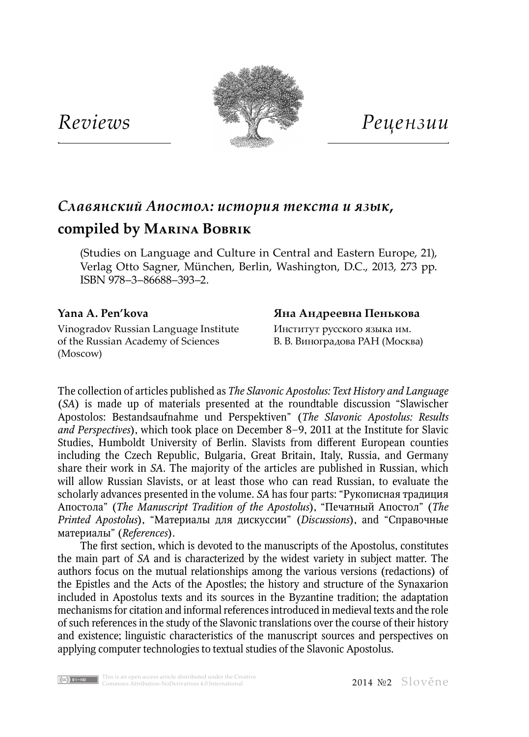*Reviews* *Рецензии*

## *Славянский Апостол: история текста и язык*, compiled by Marina Bobrik

(Studies on Language and Culture in Central and Eastern Europe, 21), Verlag Otto Sagner, München, Berlin, Washington, D.C., 2013, 273 pp. ISBN 978–3–86688–393–2.

**Yana A. Pen'kova**

Vinogradov Russian Language Institute of the Russian Academy of Sciences (Moscow)

**Яна Андреевна Пенькова**

Институт русского языка им. В. В. Виноградова РАН (Москва)

The collection of articles published as *The Slavonic Apostolus: Text History and Language* (*SA*) is made up of materials presented at the roundtable discussion "Slawischer Apostolos: Bestandsaufnahme und Perspektiven" (*The Slavonic Apostolus: Results and Perspectives*), which took place on December 8–9, 2011 at the Institute for Slavic Studies, Humboldt University of Berlin. Slavists from different European counties including the Czech Republic, Bulgaria, Great Britain, Italy, Russia, and Germany share their work in *SA*. The majority of the articles are published in Russian, which will allow Russian Slavists, or at least those who can read Russian, to evaluate the scholarly advances presented in the volume. *SA* has four parts: "Рукописная традиция Апостола" (*The Manuscript Tradition of the Apostolus*), "Печатный Апостол" (*The Printed Apostolus*), "Материалы для дискуссии" (*Discussions*), and "Справочные материалы" (*References*).

The first section, which is devoted to the manuscripts of the Apostolus, constitutes the main part of *SA* and is characterized by the widest variety in subject matter. The authors focus on the mutual relationships among the various versions (redactions) of the Epistles and the Acts of the Apostles; the history and structure of the Synaxarion included in Apostolus texts and its sources in the Byzantine tradition; the adaptation mechanisms for citation and informal references introduced in medieval texts and the role of such references in the study of the Slavonic translations over the course of their history and existence; linguistic characteristics of the manuscript sources and perspectives on applying computer technologies to textual studies of the Slavonic Apostolus.

This is an open access article distributed under the Creative Commons Attribution-NoDerivatives 4.0 International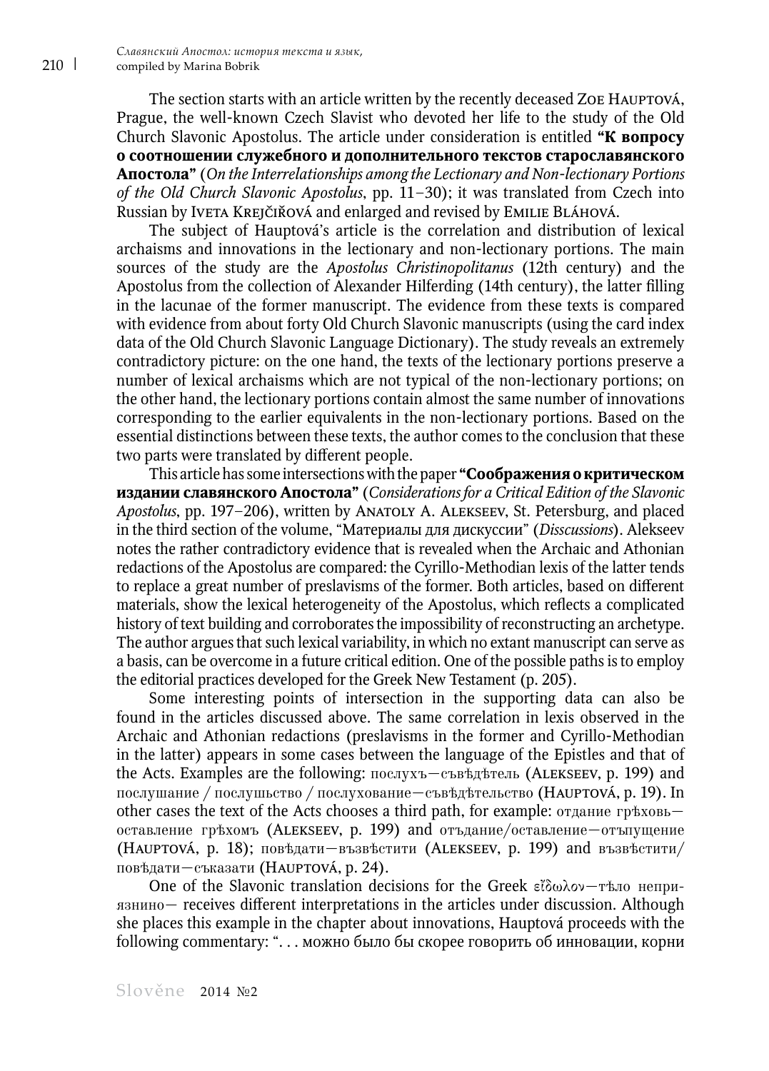The section starts with an article written by the recently deceased Zoe Hauptová, Prague, the well-known Czech Slavist who devoted her life to the study of the Old Church Slavonic Apostolus. The article under consideration is entitled **"К вопросу о соотношении служебного и дополнительного текстов старославянского Апостола"** (*On the Interrelationships among the Lectionary and Non-lectionary Portions of the Old Church Slavonic Apostolus*, pp. 11–30); it was translated from Czech into Russian by Iveta Krejčiřová and enlarged and revised by Emilie Bláhová.

The subject of Hauptová's article is the correlation and distribution of lexical archaisms and innovations in the lectionary and non-lectionary portions. The main sources of the study are the *Apostolus Christinopolitanus* (12th century) and the Apostolus from the collection of Alexander Hilferding (14th century), the latter filling in the lacunae of the former manuscript. The evidence from these texts is compared with evidence from about forty Old Church Slavonic manuscripts (using the card index data of the Old Church Slavonic Language Dictionary). The study reveals an extremely contradictory picture: on the one hand, the texts of the lectionary portions preserve a number of lexical archaisms which are not typical of the non-lectionary portions; on the other hand, the lectionary portions contain almost the same number of innovations corresponding to the earlier equivalents in the non-lectionary portions. Based on the essential distinctions between these texts, the author comes to the conclusion that these two parts were translated by different people.

This article has some intersections with the paper **"Соображения о критическом издании славянского Апостола"** (*Considerations for a Critical Edition of the Slavonic Apostolus*, pp. 197–206), written by Anatoly A. Alekseev, St. Petersburg, and placed in the third section of the volume, "Материалы для дискуссии" (*Disscussions*). Alekseev notes the rather contradictory evidence that is revealed when the Archaic and Athonian redactions of the Apostolus are compared: the Cyrillo-Methodian lexis of the latter tends to replace a great number of preslavisms of the former. Both articles, based on different materials, show the lexical heterogeneity of the Apostolus, which reflects a complicated history of text building and corroborates the impossibility of reconstructing an archetype. The author argues that such lexical variability, in which no extant manuscript can serve as a basis, can be overcome in a future critical edition. One of the possible paths is to employ the editorial practices developed for the Greek New Testament (p. 205).

Some interesting points of intersection in the supporting data can also be found in the articles discussed above. The same correlation in lexis observed in the Archaic and Athonian redactions (preslavisms in the former and Cyrillo-Methodian in the latter) appears in some cases between the language of the Epistles and that of the Acts. Examples are the following: послухъ—съвѣдѣтель (Alekseev, p. 199) and послушание / послушьство / послухование—съвѣдѣтельство (Hauptová, p. 19). In other cases the text of the Acts chooses a third path, for example: отдание грѣховь—оставление грѣхомъ (Alekseev, p. 199) and отъдание/оставление—отъпущение (Hauptová, p. 18); повѣдати—възвѣстити (Alekseev, p. 199) and възвѣстити/повѣдати—съказати (Hauptová, p. 24).

One of the Slavonic translation decisions for the Greek εἴδωλον—тѣло неприязнино— receives different interpretations in the articles under discussion. Although she places this example in the chapter about innovations, Hauptová proceeds with the following commentary: ". . . можно было бы скорее говорить об инновации, корни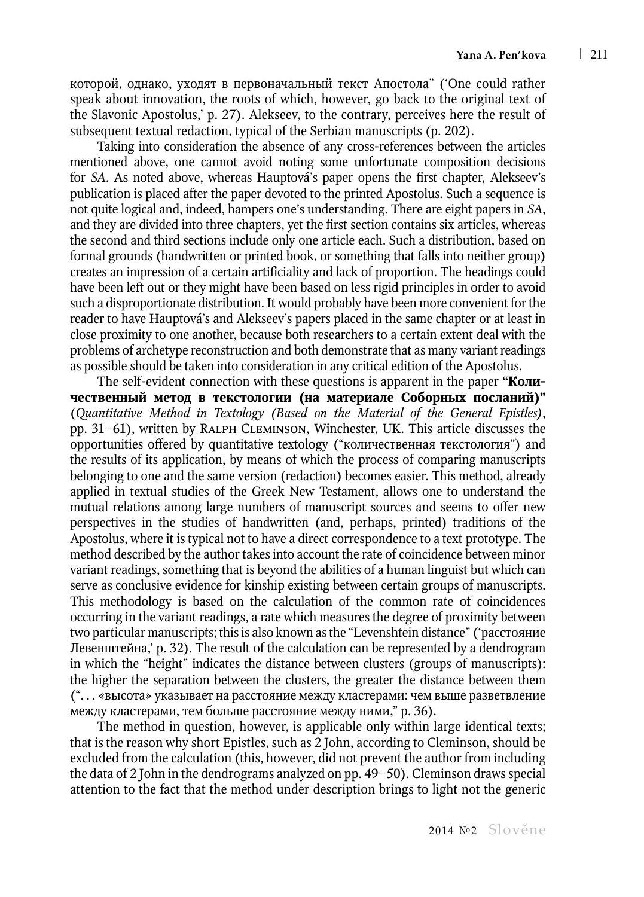которой, однако, уходят в первоначальный текст Апостола" ('One could rather speak about innovation, the roots of which, however, go back to the original text of the Slavonic Apostolus,' p. 27). Alekseev, to the contrary, perceives here the result of subsequent textual redaction, typical of the Serbian manuscripts (p. 202).

Taking into consideration the absence of any cross-references between the articles mentioned above, one cannot avoid noting some unfortunate composition decisions for *SA*. As noted above, whereas Hauptová's paper opens the first chapter, Alekseev's publication is placed after the paper devoted to the printed Apostolus. Such a sequence is not quite logical and, indeed, hampers one's understanding. There are eight papers in *SA*, and they are divided into three chapters, yet the first section contains six articles, whereas the second and third sections include only one article each. Such a distribution, based on formal grounds (handwritten or printed book, or something that falls into neither group) creates an impression of a certain artificiality and lack of proportion. The headings could have been left out or they might have been based on less rigid principles in order to avoid such a disproportionate distribution. It would probably have been more convenient for the reader to have Hauptová's and Alekseev's papers placed in the same chapter or at least in close proximity to one another, because both researchers to a certain extent deal with the problems of archetype reconstruction and both demonstrate that as many variant readings as possible should be taken into consideration in any critical edition of the Apostolus.

The self-evident connection with these questions is apparent in the paper **"Количественный метод в текстологии (на материале Соборных посланий)"** (*Quantitative Method in Textology (Based on the Material of the General Epistles)*, pp. 31–61), written by Ralph Cleminson, Winchester, UK. This article discusses the opportunities offered by quantitative textology ("количественная текстология") and the results of its application, by means of which the process of comparing manuscripts belonging to one and the same version (redaction) becomes easier. This method, already applied in textual studies of the Greek New Testament, allows one to understand the mutual relations among large numbers of manuscript sources and seems to offer new perspectives in the studies of handwritten (and, perhaps, printed) traditions of the Apostolus, where it is typical not to have a direct correspondence to a text prototype. The method described by the author takes into account the rate of coincidence between minor variant readings, something that is beyond the abilities of a human linguist but which can serve as conclusive evidence for kinship existing between certain groups of manuscripts. This methodology is based on the calculation of the common rate of coincidences occurring in the variant readings, a rate which measures the degree of proximity between two particular manuscripts; this is also known as the "Levenshtein distance" ('расстояние Левенштейна,' p. 32). The result of the calculation can be represented by a dendrogram in which the "height" indicates the distance between clusters (groups of manuscripts): the higher the separation between the clusters, the greater the distance between them ("... «высота» указывает на расстояние между кластерами: чем выше разветвление между кластерами, тем больше расстояние между ними," p. 36).

The method in question, however, is applicable only within large identical texts; that is the reason why short Epistles, such as 2 John, according to Cleminson, should be excluded from the calculation (this, however, did not prevent the author from including the data of 2 John in the dendrograms analyzed on pp. 49–50). Cleminson draws special attention to the fact that the method under description brings to light not the generic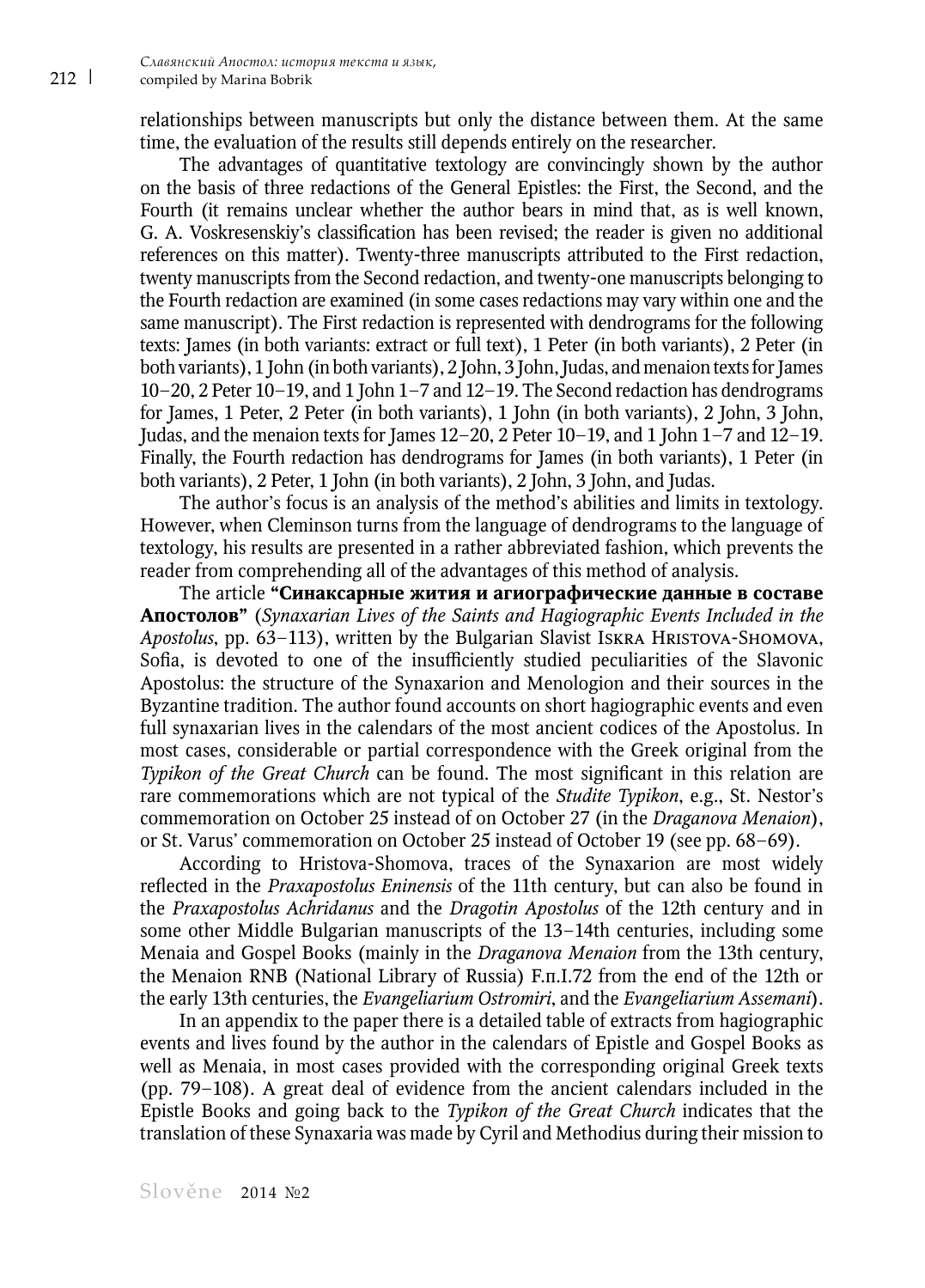relationships between manuscripts but only the distance between them. At the same time, the evaluation of the results still depends entirely on the researcher.

The advantages of quantitative textology are convincingly shown by the author on the basis of three redactions of the General Epistles: the First, the Second, and the Fourth (it remains unclear whether the author bears in mind that, as is well known, G. A. Voskresenskiy's classification has been revised; the reader is given no additional references on this matter). Twenty-three manuscripts attributed to the First redaction, twenty manuscripts from the Second redaction, and twenty-one manuscripts belonging to the Fourth redaction are examined (in some cases redactions may vary within one and the same manuscript). The First redaction is represented with dendrograms for the following texts: James (in both variants: extract or full text), 1 Peter (in both variants), 2 Peter (in both variants), 1 John (in both variants), 2 John, 3 John, Judas, and menaion texts for James 10–20, 2 Peter 10–19, and 1 John 1–7 and 12–19. The Second redaction has dendrograms for James, 1 Peter, 2 Peter (in both variants), 1 John (in both variants), 2 John, 3 John, Judas, and the menaion texts for James 12–20, 2 Peter 10–19, and 1 John 1–7 and 12–19. Finally, the Fourth redaction has dendrograms for James (in both variants), 1 Peter (in both variants), 2 Peter, 1 John (in both variants), 2 John, 3 John, and Judas.

The author's focus is an analysis of the method's abilities and limits in textology. However, when Cleminson turns from the language of dendrograms to the language of textology, his results are presented in a rather abbreviated fashion, which prevents the reader from comprehending all of the advantages of this method of analysis.

The article **"Синаксарные жития и агиографические данные в составе Апостолов"** (*Synaxarian Lives of the Saints and Hagiographic Events Included in the Apostolus*, pp. 63–113), written by the Bulgarian Slavist Iskra Hristova-Shomova, Sofia, is devoted to one of the insufficiently studied peculiarities of the Slavonic Apostolus: the structure of the Synaxarion and Menologion and their sources in the Byzantine tradition. The author found accounts on short hagiographic events and even full synaxarian lives in the calendars of the most ancient codices of the Apostolus. In most cases, considerable or partial correspondence with the Greek original from the *Typikon of the Great Church* can be found. The most significant in this relation are rare commemorations which are not typical of the *Studite Typikon*, e.g., St. Nestor's commemoration on October 25 instead of on October 27 (in the *Draganova Menaion*), or St. Varus' commemoration on October 25 instead of October 19 (see pp. 68–69).

According to Hristova-Shomova, traces of the Synaxarion are most widely reflected in the *Praxapostolus Eninensis* of the 11th century, but can also be found in the *Praxapostolus Achridanus* and the *Dragotin Apostolus* of the 12th century and in some other Middle Bulgarian manuscripts of the 13–14th centuries, including some Menaia and Gospel Books (mainly in the *Draganova Menaion* from the 13th century, the Menaion RNB (National Library of Russia) F.п.I.72 from the end of the 12th or the early 13th centuries, the *Evangeliarium Ostromiri*, and the *Evangeliarium Assemani*).

In an appendix to the paper there is a detailed table of extracts from hagiographic events and lives found by the author in the calendars of Epistle and Gospel Books as well as Menaia, in most cases provided with the corresponding original Greek texts (pp. 79–108). A great deal of evidence from the ancient calendars included in the Epistle Books and going back to the *Typikon of the Great Church* indicates that the translation of these Synaxaria was made by Cyril and Methodius during their mission to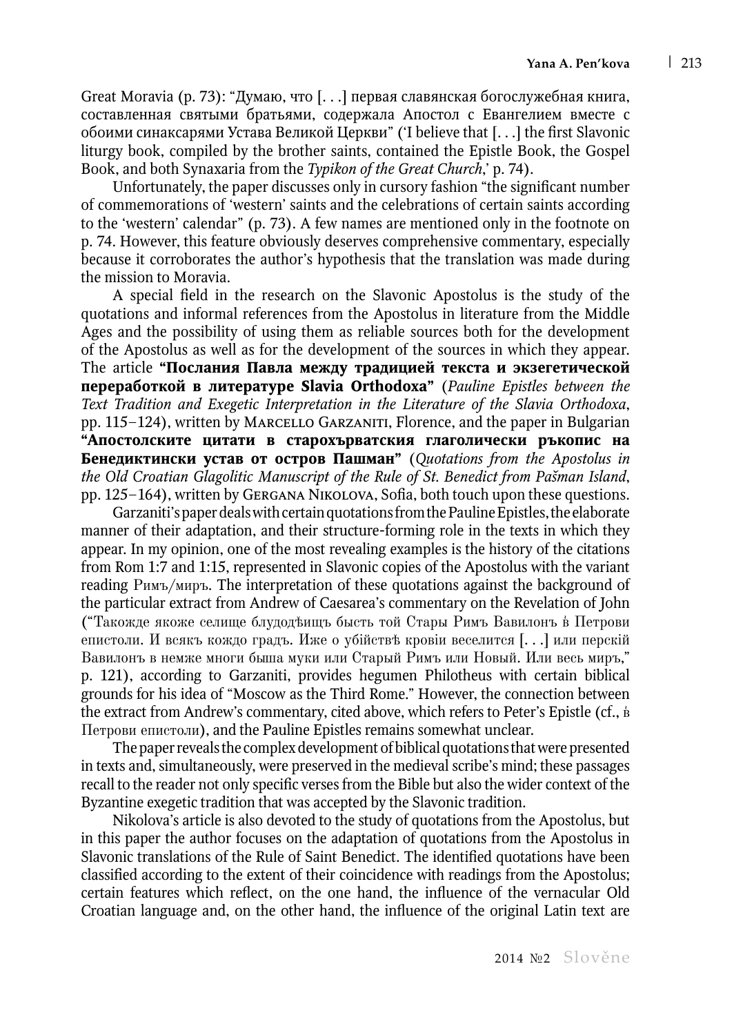Great Moravia (p. 73): "Думаю, что [. . .] первая славянская богослужебная книга, составленная святыми братьями, содержала Апостол с Евангелием вместе с обоими синаксарями Устава Великой Церкви" ('I believe that [. . .] the first Slavonic liturgy book, compiled by the brother saints, contained the Epistle Book, the Gospel Book, and both Synaxaria from the *Typikon of the Great Church*,' p. 74).

Unfortunately, the paper discusses only in cursory fashion "the significant number of commemorations of 'western' saints and the celebrations of certain saints according to the 'western' calendar" (p. 73). A few names are mentioned only in the footnote on p. 74. However, this feature obviously deserves comprehensive commentary, especially because it corroborates the author's hypothesis that the translation was made during the mission to Moravia.

A special field in the research on the Slavonic Apostolus is the study of the quotations and informal references from the Apostolus in literature from the Middle Ages and the possibility of using them as reliable sources both for the development of the Apostolus as well as for the development of the sources in which they appear. The article **"Послания Павла между традицией текста и экзегетической переработкой в литературе Slavia Orthodoxa"** (*Pauline Epistles between the Text Tradition and Exegetic Interpretation in the Literature of the Slavia Orthodoxa*, pp. 115–124), written by Marcello Garzaniti, Florence, and the paper in Bulgarian **"Апостолските цитати в старохърватския глаголически ръкопис на Бенедиктински устав от остров Пашман"** (*Quotations from the Apostolus in the Old Croatian Glagolitic Manuscript of the Rule of St. Benedict from Pašman Island*, pp. 125–164), written by Gergana Nikolova, Sofia, both touch upon these questions.

Garzaniti's paper deals with certain quotations from the Pauline Epistles, the elaborate manner of their adaptation, and their structure-forming role in the texts in which they appear. In my opinion, one of the most revealing examples is the history of the citations from Rom 1:7 and 1:15, represented in Slavonic copies of the Apostolus with the variant reading Римъ/миръ. The interpretation of these quotations against the background of the particular extract from Andrew of Caesarea's commentary on the Revelation of John ("Такожде якоже селище блудодѣищъ бысть той Стары Римъ Вавилонъ в҃ Петрови епистоли. И всякъ кождо градъ. Иже о убійствѣ кровіи веселится [. . .] или перскій Вавилонъ в немже многи быша муки или Старый Римъ или Новый. Или весь миръ," p. 121), according to Garzaniti, provides hegumen Philotheus with certain biblical grounds for his idea of "Moscow as the Third Rome." However, the connection between the extract from Andrew's commentary, cited above, which refers to Peter's Epistle (cf., в҃ Петрови епистоли), and the Pauline Epistles remains somewhat unclear.

The paper reveals the complex development of biblical quotations that were presented in texts and, simultaneously, were preserved in the medieval scribe's mind; these passages recall to the reader not only specific verses from the Bible but also the wider context of the Byzantine exegetic tradition that was accepted by the Slavonic tradition.

Nikolova's article is also devoted to the study of quotations from the Apostolus, but in this paper the author focuses on the adaptation of quotations from the Apostolus in Slavonic translations of the Rule of Saint Benedict. The identified quotations have been classified according to the extent of their coincidence with readings from the Apostolus; certain features which reflect, on the one hand, the influence of the vernacular Old Croatian language and, on the other hand, the influence of the original Latin text are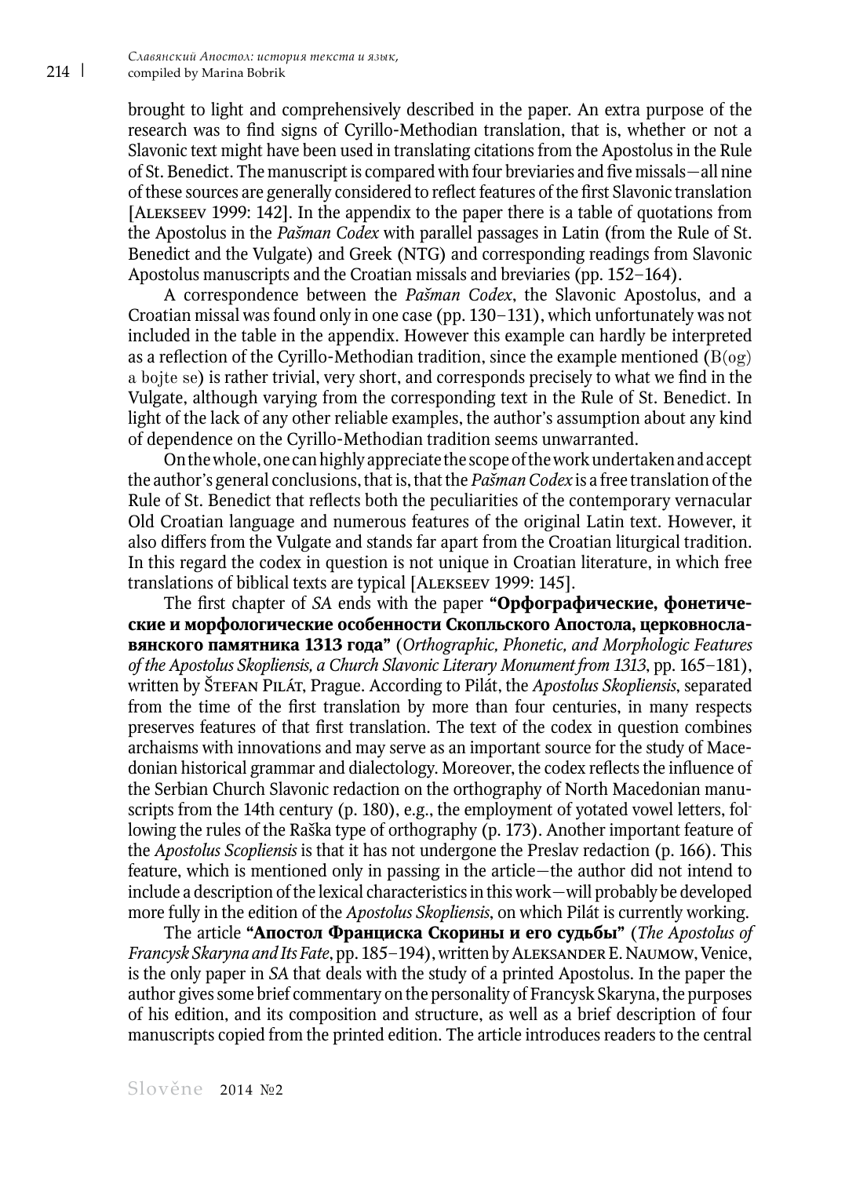brought to light and comprehensively described in the paper. An extra purpose of the research was to find signs of Cyrillo-Methodian translation, that is, whether or not a Slavonic text might have been used in translating citations from the Apostolus in the Rule of St. Benedict. The manuscript is compared with four breviaries and five missals—all nine of these sources are generally considered to reflect features of the first Slavonic translation [Alekseev 1999: 142]. In the appendix to the paper there is a table of quotations from the Apostolus in the *Pašman Codex* with parallel passages in Latin (from the Rule of St. Benedict and the Vulgate) and Greek (NTG) and corresponding readings from Slavonic Apostolus manuscripts and the Croatian missals and breviaries (pp. 152–164).

A correspondence between the *Pašman Codex*, the Slavonic Apostolus, and a Croatian missal was found only in one case (pp. 130–131), which unfortunately was not included in the table in the appendix. However this example can hardly be interpreted as a reflection of the Cyrillo-Methodian tradition, since the example mentioned (B(og) a bojte se) is rather trivial, very short, and corresponds precisely to what we find in the Vulgate, although varying from the corresponding text in the Rule of St. Benedict. In light of the lack of any other reliable examples, the author's assumption about any kind of dependence on the Cyrillo-Methodian tradition seems unwarranted.

On the whole, one can highly appreciate the scope of the work undertaken and accept the author's general conclusions, that is, that the *Pašman Codex* is a free translation of the Rule of St. Benedict that reflects both the peculiarities of the contemporary vernacular Old Croatian language and numerous features of the original Latin text. However, it also differs from the Vulgate and stands far apart from the Croatian liturgical tradition. In this regard the codex in question is not unique in Croatian literature, in which free translations of biblical texts are typical [Alekseev 1999: 145].

The first chapter of *SA* ends with the paper **"Орфографические, фонетические и морфологические особенности Скопльского Апостола, церковнославянского памятника 1313 года"** (*Orthographic, Phonetic, and Morphologic Features of the Apostolus Skopliensis, a Church Slavonic Literary Monument from 1313*, pp. 165–181), written by Štefan Pilát, Prague. According to Pilát, the *Apostolus Skopliensis*, separated from the time of the first translation by more than four centuries, in many respects preserves features of that first translation. The text of the codex in question combines archaisms with innovations and may serve as an important source for the study of Macedonian historical grammar and dialectology. Moreover, the codex reflects the influence of the Serbian Church Slavonic redaction on the orthography of North Macedonian manuscripts from the 14th century (p. 180), e.g., the employment of yotated vowel letters, following the rules of the Raška type of orthography (p. 173). Another important feature of the *Apostolus Scopliensis* is that it has not undergone the Preslav redaction (p. 166). This feature, which is mentioned only in passing in the article—the author did not intend to include a description of the lexical characteristics in this work—will probably be developed more fully in the edition of the *Apostolus Skopliensis*, on which Pilát is currently working.

The article **"Апостол Франциска Скорины и его судьбы"** (*The Apostolus of Francysk Skaryna and Its Fate*, pp. 185–194), written by Aleksander E. Naumow, Venice, is the only paper in *SA* that deals with the study of a printed Apostolus. In the paper the author gives some brief commentary on the personality of Francysk Skaryna, the purposes of his edition, and its composition and structure, as well as a brief description of four manuscripts copied from the printed edition. The article introduces readers to the central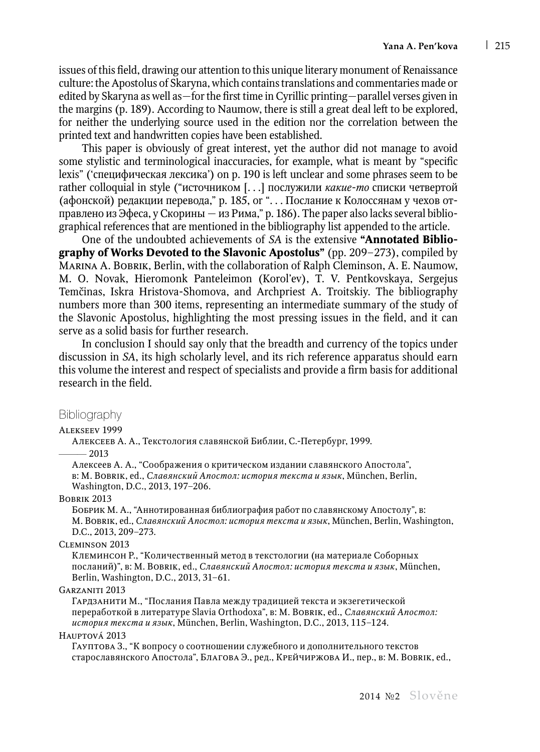issues of this field, drawing our attention to this unique literary monument of Renaissance culture: the Apostolus of Skaryna, which contains translations and commentaries made or edited by Skaryna as well as—for the first time in Cyrillic printing—parallel verses given in the margins (p. 189). According to Naumow, there is still a great deal left to be explored, for neither the underlying source used in the edition nor the correlation between the printed text and handwritten copies have been established.

This paper is obviously of great interest, yet the author did not manage to avoid some stylistic and terminological inaccuracies, for example, what is meant by "specific lexis" ('специфическая лексика') on p. 190 is left unclear and some phrases seem to be rather colloquial in style ("источником [. . .] послужили *какие-то* списки четвертой (афонской) редакции перевода," p. 185, or ". . . Послание к Колоссянам у чехов отправлено из Эфеса, у Скорины — из Рима," p. 186). The paper also lacks several bibliographical references that are mentioned in the bibliography list appended to the article.

One of the undoubted achievements of *SA* is the extensive **"Annotated Bibliography of Works Devoted to the Slavonic Apostolus"** (pp. 209–273), compiled by Marina A. Bobrik, Berlin, with the collaboration of Ralph Cleminson, A. E. Naumow, M. O. Novak, Hieromonk Panteleimon (Korol'ev), T. V. Pentkovskaya, Sergejus Temčinas, Iskra Hristova-Shomova, and Archpriest A. Troitskiy. The bibliography numbers more than 300 items, representing an intermediate summary of the study of the Slavonic Apostolus, highlighting the most pressing issues in the field, and it can serve as a solid basis for further research.

In conclusion I should say only that the breadth and currency of the topics under discussion in *SA*, its high scholarly level, and its rich reference apparatus should earn this volume the interest and respect of specialists and provide a firm basis for additional research in the field.

## Bibliography

Alekseev 1999
Алексеев А. А., Текстология славянской Библии, С.-Петербург, 1999.

——— 2013
Алексеев А. А., "Соображения о критическом издании славянского Апостола", в: M. Bobrik, ed., *Славянский Апостол: история текста и язык*, München, Berlin, Washington, D.C., 2013, 197–206.

Bobrik 2013
Бобрик М. А., "Аннотированная библиография работ по славянскому Апостолу", в: M. Bobrik, ed., *Славянский Апостол: история текста и язык*, München, Berlin, Washington, D.C., 2013, 209–273.

Cleminson 2013
Клеминсон Р., "Количественный метод в текстологии (на материале Соборных посланий)", в: M. Bobrik, ed., *Славянский Апостол: история текста и язык*, München, Berlin, Washington, D.C., 2013, 31–61.

Garzaniti 2013
Гардзанити М., "Послания Павла между традицией текста и экзегетической переработкой в литературе Slavia Orthodoxa", в: M. Bobrik, ed., *Славянский Апостол: история текста и язык*, München, Berlin, Washington, D.C., 2013, 115–124.

Hauptová 2013
Гауптова З., "К вопросу о соотношении служебного и дополнительного текстов старославянского Апостола", Благова Э., ред., Крейчиржова И., пер., в: M. Bobrik, ed.,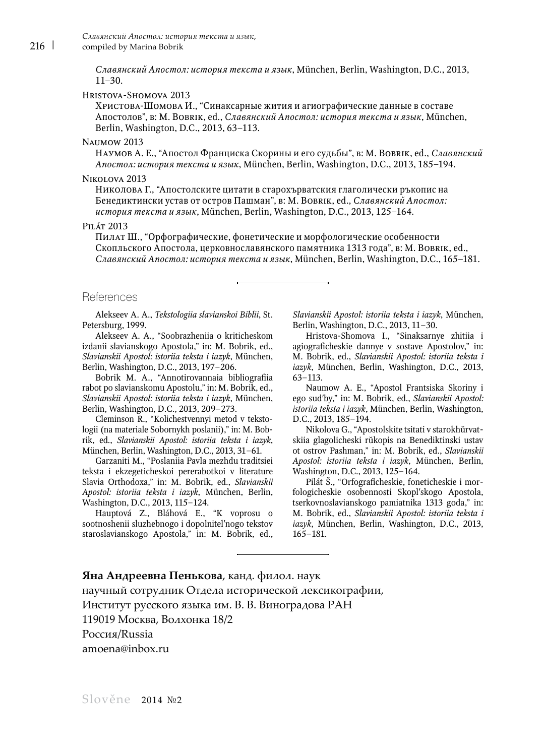*Славянский Апостол: история текста и язык*, München, Berlin, Washington, D.C., 2013, 11–30.

Hristova-Shomova 2013
Христова-Шомова И., “Синаксарные жития и агиографические данные в составе Апостолов”, в: M. Bobrik, ed., *Славянский Апостол: история текста и язык*, München, Berlin, Washington, D.C., 2013, 63–113.

Naumow 2013
Наумов А. Е., “Апостол Франциска Скорины и его судьбы”, в: M. Bobrik, ed., *Славянский Апостол: история текста и язык*, München, Berlin, Washington, D.C., 2013, 185–194.

Nikolova 2013
Николова Г., “Апостолските цитати в старохърватския глаголически ръкопис на Бенедиктински устав от остров Пашман”, в: M. Bobrik, ed., *Славянский Апостол: история текста и язык*, München, Berlin, Washington, D.C., 2013, 125–164.

Pilát 2013
Пилат Ш., “Орфографические, фонетические и морфологические особенности Скопльского Апостола, церковнославянского памятника 1313 года”, в: M. Bobrik, ed., *Славянский Апостол: история текста и язык*, München, Berlin, Washington, D.C., 165–181.

## References

Alekseev A. A., *Tekstologiia slavianskoi Biblii*, St. Petersburg, 1999.

Alekseev A. A., “Soobrazheniia o kriticheskom izdanii slavianskogo Apostola,” in: M. Bobrik, ed., *Slavianskii Apostol: istoriia teksta i iazyk*, München, Berlin, Washington, D.C., 2013, 197–206.

Bobrik M. A., “Annotirovannaia bibliografiia rabot po slavianskomu Apostolu,” in: M. Bobrik, ed., *Slavianskii Apostol: istoriia teksta i iazyk*, München, Berlin, Washington, D.C., 2013, 209–273.

Cleminson R., “Kolichestvennyi metod v tekstologii (na materiale Sobornykh poslanii),” in: M. Bobrik, ed., *Slavianskii Apostol: istoriia teksta i iazyk*, München, Berlin, Washington, D.C., 2013, 31–61.

Garzaniti M., “Poslaniia Pavla mezhdu traditsiei teksta i ekzegeticheskoi pererabotkoi v literature Slavia Orthodoxa,” in: M. Bobrik, ed., *Slavianskii Apostol: istoriia teksta i iazyk*, München, Berlin, Washington, D.C., 2013, 115–124.

Hauptová Z., Bláhová E., “K voprosu o sootnoshenii sluzhebnogo i dopolnitel′nogo tekstov staroslavianskogo Apostola,” in: M. Bobrik, ed., *Slavianskii Apostol: istoriia teksta i iazyk*, München, Berlin, Washington, D.C., 2013, 11–30.

Hristova-Shomova I., “Sinaksarnye zhitiia i agiograficheskie dannye v sostave Apostolov,” in: M. Bobrik, ed., *Slavianskii Apostol: istoriia teksta i iazyk*, München, Berlin, Washington, D.C., 2013, 63–113.

Naumow A. E., “Apostol Frantsiska Skoriny i ego sud′by,” in: M. Bobrik, ed., *Slavianskii Apostol: istoriia teksta i iazyk*, München, Berlin, Washington, D.C., 2013, 185–194.

Nikolova G., “Apostolskite tsitati v starokhŭrvatskiia glagolicheski rŭkopis na Benediktinski ustav ot ostrov Pashman,” in: M. Bobrik, ed., *Slavianskii Apostol: istoriia teksta i iazyk*, München, Berlin, Washington, D.C., 2013, 125–164.

Pilát Š., “Orfograficheskie, foneticheskie i morfologicheskie osobennosti Skopl′skogo Apostola, tserkovnoslavianskogo pamiatnika 1313 goda,” in: M. Bobrik, ed., *Slavianskii Apostol: istoriia teksta i iazyk*, München, Berlin, Washington, D.C., 2013, 165–181.

---

**Яна Андреевна Пенькова**, канд. филол. наук
научный сотрудник Отдела исторической лексикографии,
Институт русского языка им. В. В. Виноградова РАН
119019 Москва, Волхонка 18/2
Россия/Russia
amoena@inbox.ru